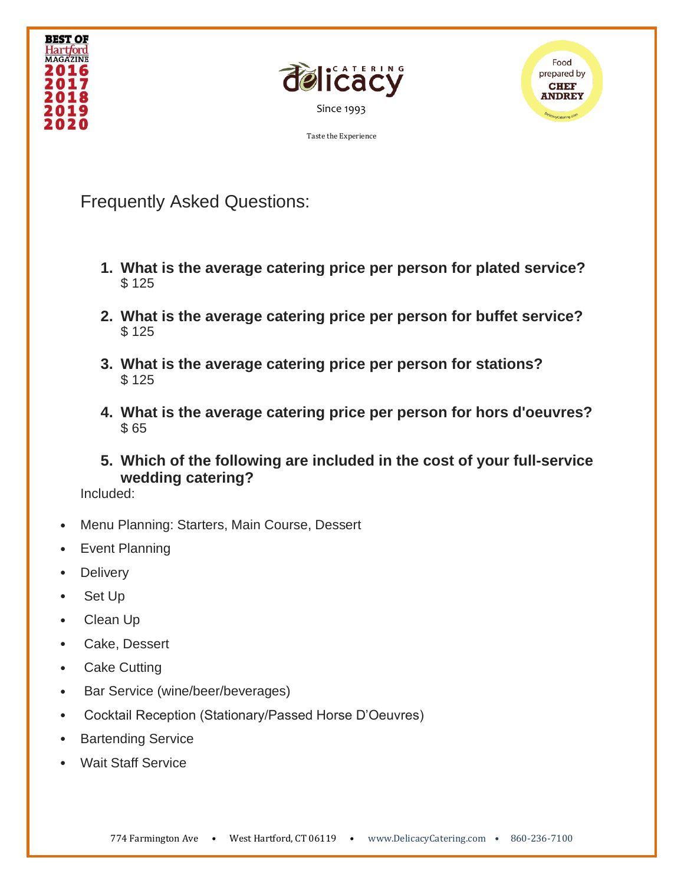BEST OF Hartford MAGAZINE 2016 2017 2018 2019 2020

delicacy CATERING

Since 1993

Taste the Experience

Food prepared by CHEF ANDREY

# Frequently Asked Questions:

1. **What is the average catering price per person for plated service?**
   $ 125

2. **What is the average catering price per person for buffet service?**
   $ 125

3. **What is the average catering price per person for stations?**
   $ 125

4. **What is the average catering price per person for hors d'oeuvres?**
   $ 65

5. **Which of the following are included in the cost of your full-service wedding catering?**

Included:

- Menu Planning: Starters, Main Course, Dessert
- Event Planning
- Delivery
- Set Up
- Clean Up
- Cake, Dessert
- Cake Cutting
- Bar Service (wine/beer/beverages)
- Cocktail Reception (Stationary/Passed Horse D'Oeuvres)
- Bartending Service
- Wait Staff Service

774 Farmington Ave • West Hartford, CT 06119 • www.DelicacyCatering.com • 860-236-7100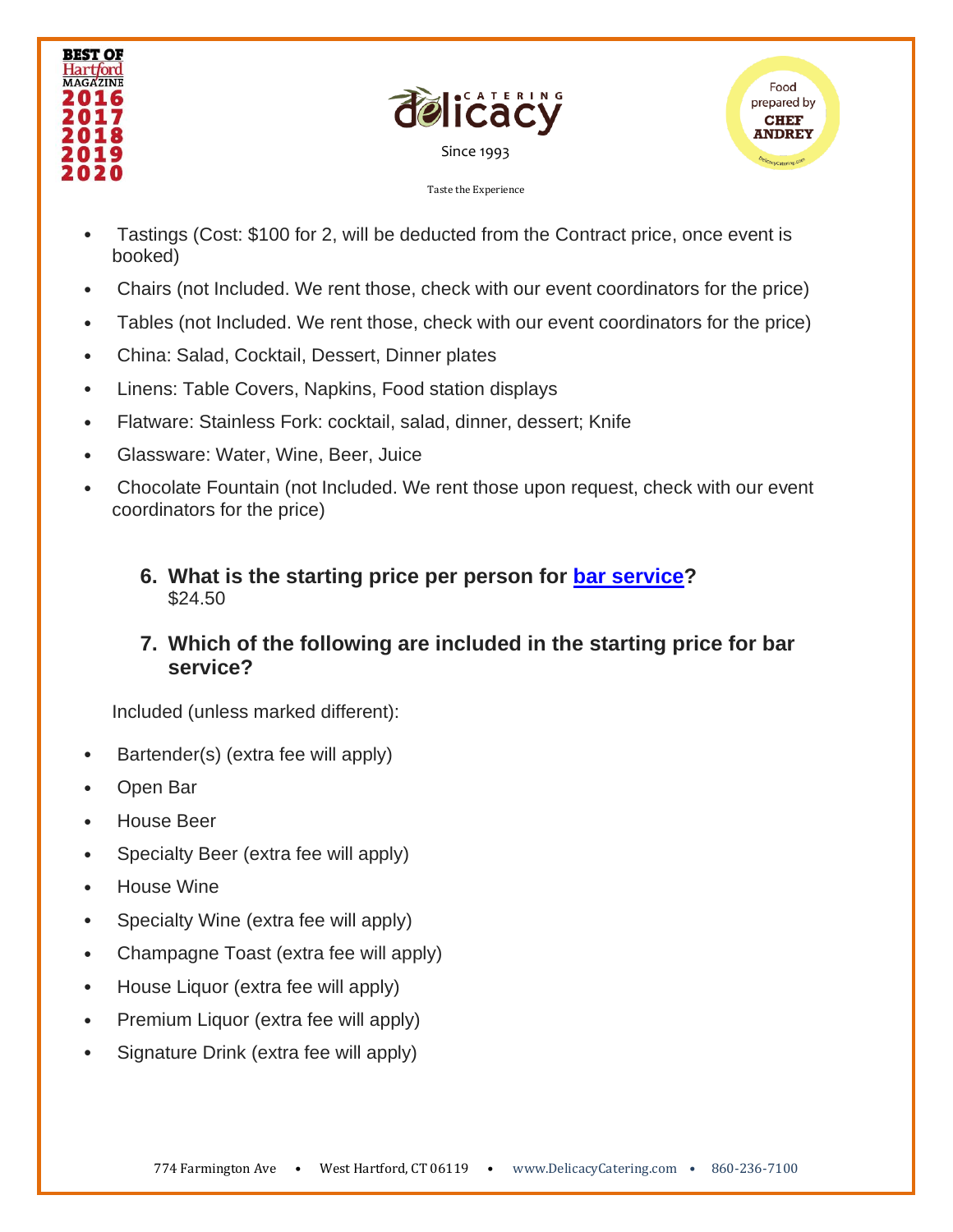- Tastings (Cost: $100 for 2, will be deducted from the Contract price, once event is booked)
- Chairs (not Included. We rent those, check with our event coordinators for the price)
- Tables (not Included. We rent those, check with our event coordinators for the price)
- China: Salad, Cocktail, Dessert, Dinner plates
- Linens: Table Covers, Napkins, Food station displays
- Flatware: Stainless Fork: cocktail, salad, dinner, dessert; Knife
- Glassware: Water, Wine, Beer, Juice
- Chocolate Fountain (not Included. We rent those upon request, check with our event coordinators for the price)

### 6. What is the starting price per person for bar service?

$24.50

### 7. Which of the following are included in the starting price for bar service?

Included (unless marked different):

- Bartender(s) (extra fee will apply)
- Open Bar
- House Beer
- Specialty Beer (extra fee will apply)
- House Wine
- Specialty Wine (extra fee will apply)
- Champagne Toast (extra fee will apply)
- House Liquor (extra fee will apply)
- Premium Liquor (extra fee will apply)
- Signature Drink (extra fee will apply)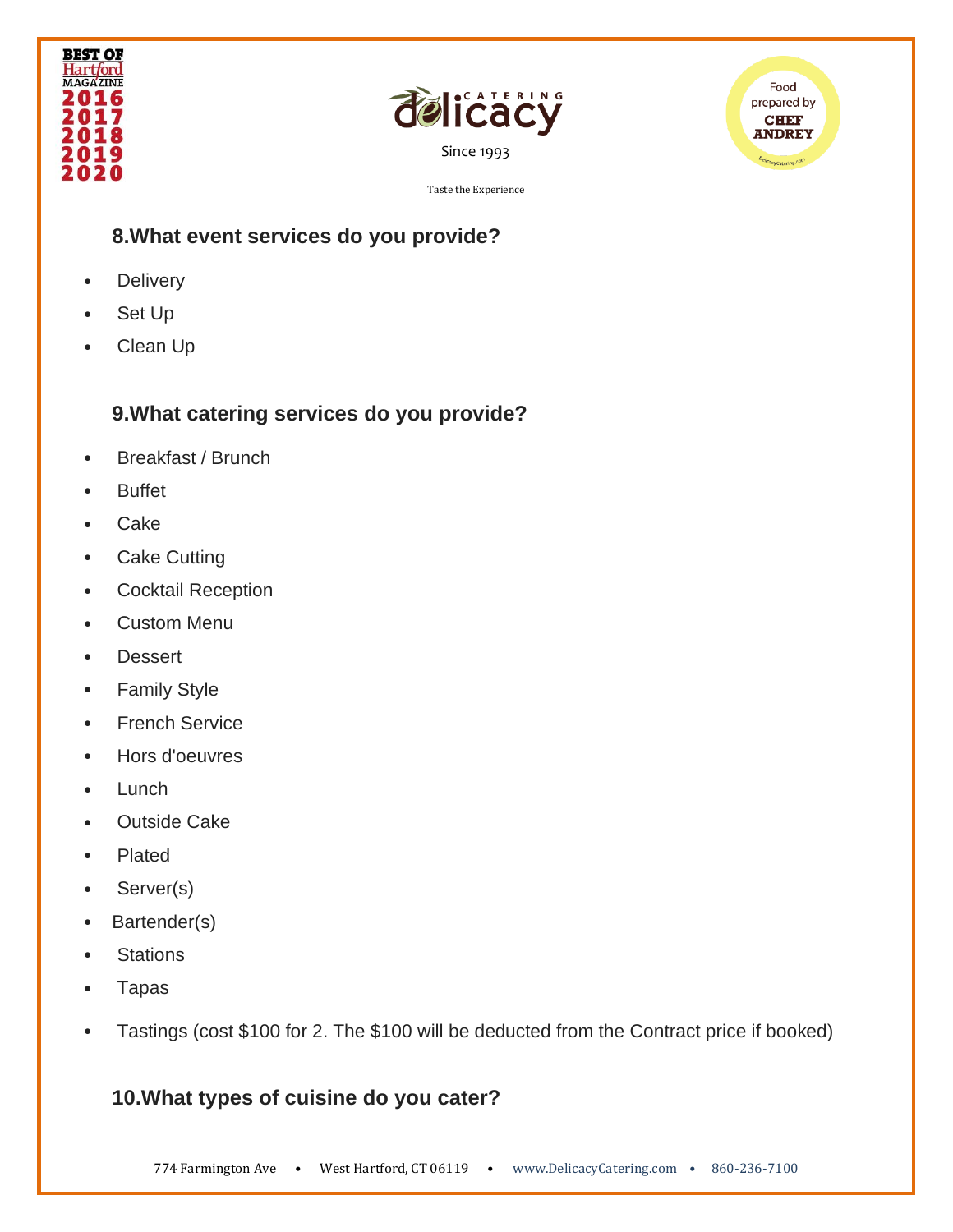## 8.What event services do you provide?

- Delivery
- Set Up
- Clean Up

## 9.What catering services do you provide?

- Breakfast / Brunch
- Buffet
- Cake
- Cake Cutting
- Cocktail Reception
- Custom Menu
- Dessert
- Family Style
- French Service
- Hors d'oeuvres
- Lunch
- Outside Cake
- Plated
- Server(s)
- Bartender(s)
- Stations
- Tapas
- Tastings (cost $100 for 2. The $100 will be deducted from the Contract price if booked)

## 10.What types of cuisine do you cater?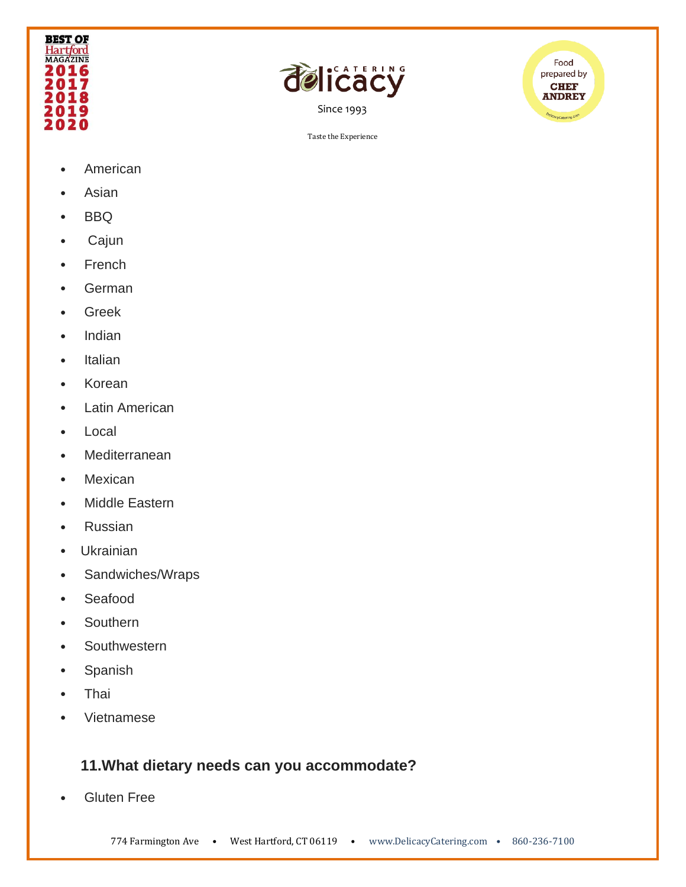- American
- Asian
- BBQ
- Cajun
- French
- German
- Greek
- Indian
- Italian
- Korean
- Latin American
- Local
- Mediterranean
- Mexican
- Middle Eastern
- Russian
- Ukrainian
- Sandwiches/Wraps
- Seafood
- Southern
- Southwestern
- Spanish
- Thai
- Vietnamese

### 11.What dietary needs can you accommodate?

- Gluten Free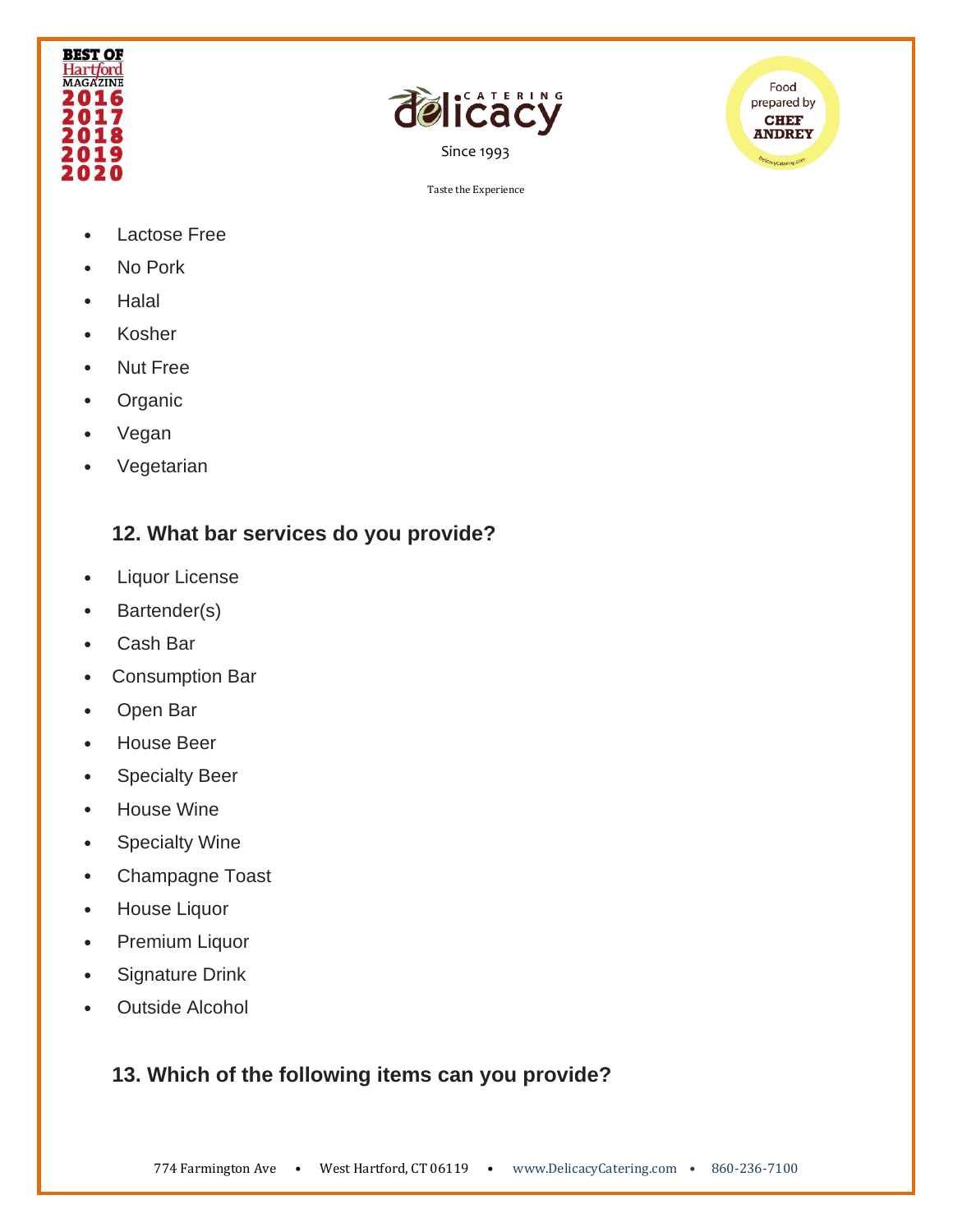- Lactose Free
- No Pork
- Halal
- Kosher
- Nut Free
- Organic
- Vegan
- Vegetarian

### 12. What bar services do you provide?

- Liquor License
- Bartender(s)
- Cash Bar
- Consumption Bar
- Open Bar
- House Beer
- Specialty Beer
- House Wine
- Specialty Wine
- Champagne Toast
- House Liquor
- Premium Liquor
- Signature Drink
- Outside Alcohol

### 13. Which of the following items can you provide?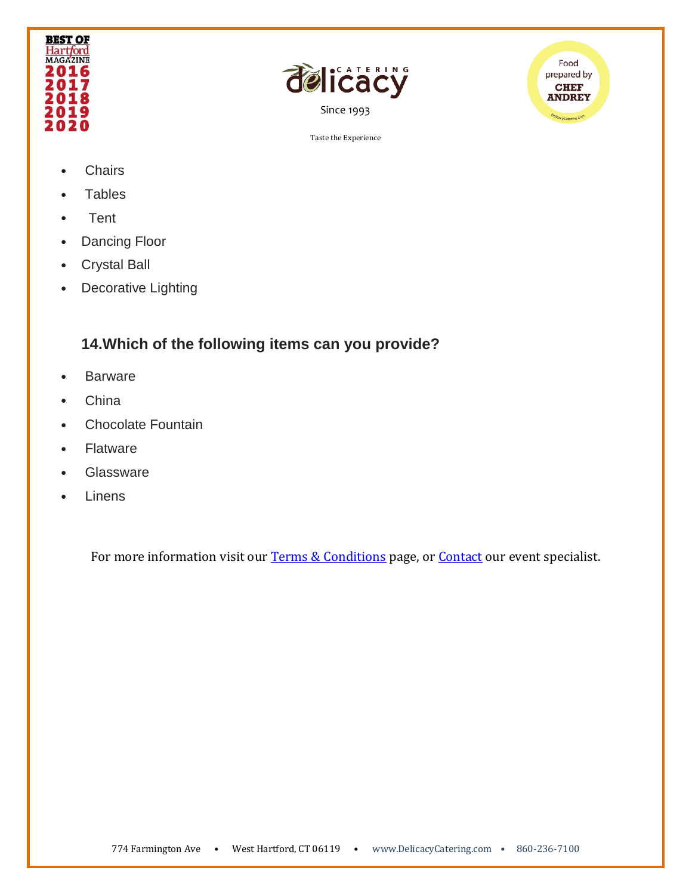- Chairs
- Tables
- Tent
- Dancing Floor
- Crystal Ball
- Decorative Lighting

### 14.Which of the following items can you provide?

- Barware
- China
- Chocolate Fountain
- Flatware
- Glassware
- Linens

For more information visit our [Terms & Conditions]() page, or [Contact]() our event specialist.